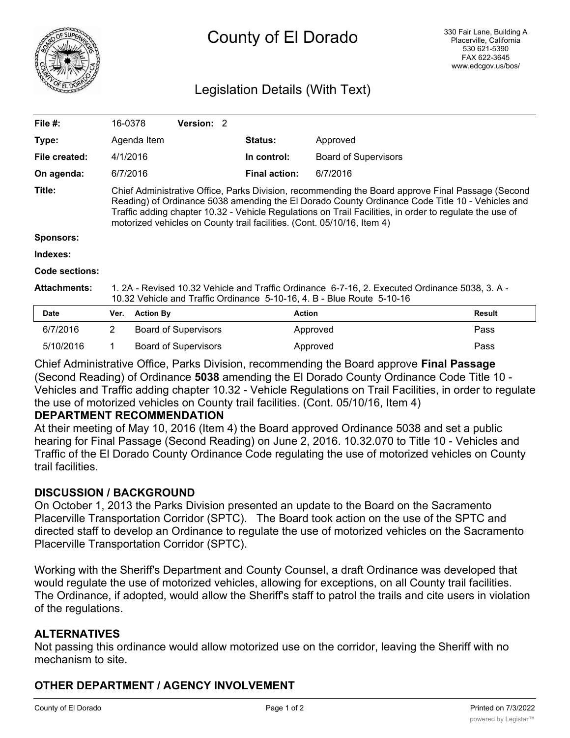# County of El Dorado

330 Fair Lane, Building A
Placerville, California
530 621-5390
FAX 622-3645
www.edcgov.us/bos/

## Legislation Details (With Text)

| | | | | |
|---|---|---|---|---|
| **File #:** | 16-0378 | **Version:** 2 | | |
| **Type:** | Agenda Item | | **Status:** | Approved |
| **File created:** | 4/1/2016 | | **In control:** | Board of Supervisors |
| **On agenda:** | 6/7/2016 | | **Final action:** | 6/7/2016 |

**Title:** Chief Administrative Office, Parks Division, recommending the Board approve Final Passage (Second Reading) of Ordinance 5038 amending the El Dorado County Ordinance Code Title 10 - Vehicles and Traffic adding chapter 10.32 - Vehicle Regulations on Trail Facilities, in order to regulate the use of motorized vehicles on County trail facilities. (Cont. 05/10/16, Item 4)

**Sponsors:**

**Indexes:**

**Code sections:**

**Attachments:** 1. 2A - Revised 10.32 Vehicle and Traffic Ordinance 6-7-16, 2. Executed Ordinance 5038, 3. A - 10.32 Vehicle and Traffic Ordinance 5-10-16, 4. B - Blue Route 5-10-16

| Date | Ver. | Action By | Action | Result |
|---|---|---|---|---|
| 6/7/2016 | 2 | Board of Supervisors | Approved | Pass |
| 5/10/2016 | 1 | Board of Supervisors | Approved | Pass |

Chief Administrative Office, Parks Division, recommending the Board approve **Final Passage** (Second Reading) of Ordinance **5038** amending the El Dorado County Ordinance Code Title 10 - Vehicles and Traffic adding chapter 10.32 - Vehicle Regulations on Trail Facilities, in order to regulate the use of motorized vehicles on County trail facilities. (Cont. 05/10/16, Item 4)

**DEPARTMENT RECOMMENDATION**

At their meeting of May 10, 2016 (Item 4) the Board approved Ordinance 5038 and set a public hearing for Final Passage (Second Reading) on June 2, 2016. 10.32.070 to Title 10 - Vehicles and Traffic of the El Dorado County Ordinance Code regulating the use of motorized vehicles on County trail facilities.

**DISCUSSION / BACKGROUND**

On October 1, 2013 the Parks Division presented an update to the Board on the Sacramento Placerville Transportation Corridor (SPTC). The Board took action on the use of the SPTC and directed staff to develop an Ordinance to regulate the use of motorized vehicles on the Sacramento Placerville Transportation Corridor (SPTC).

Working with the Sheriff's Department and County Counsel, a draft Ordinance was developed that would regulate the use of motorized vehicles, allowing for exceptions, on all County trail facilities. The Ordinance, if adopted, would allow the Sheriff's staff to patrol the trails and cite users in violation of the regulations.

**ALTERNATIVES**

Not passing this ordinance would allow motorized use on the corridor, leaving the Sheriff with no mechanism to site.

**OTHER DEPARTMENT / AGENCY INVOLVEMENT**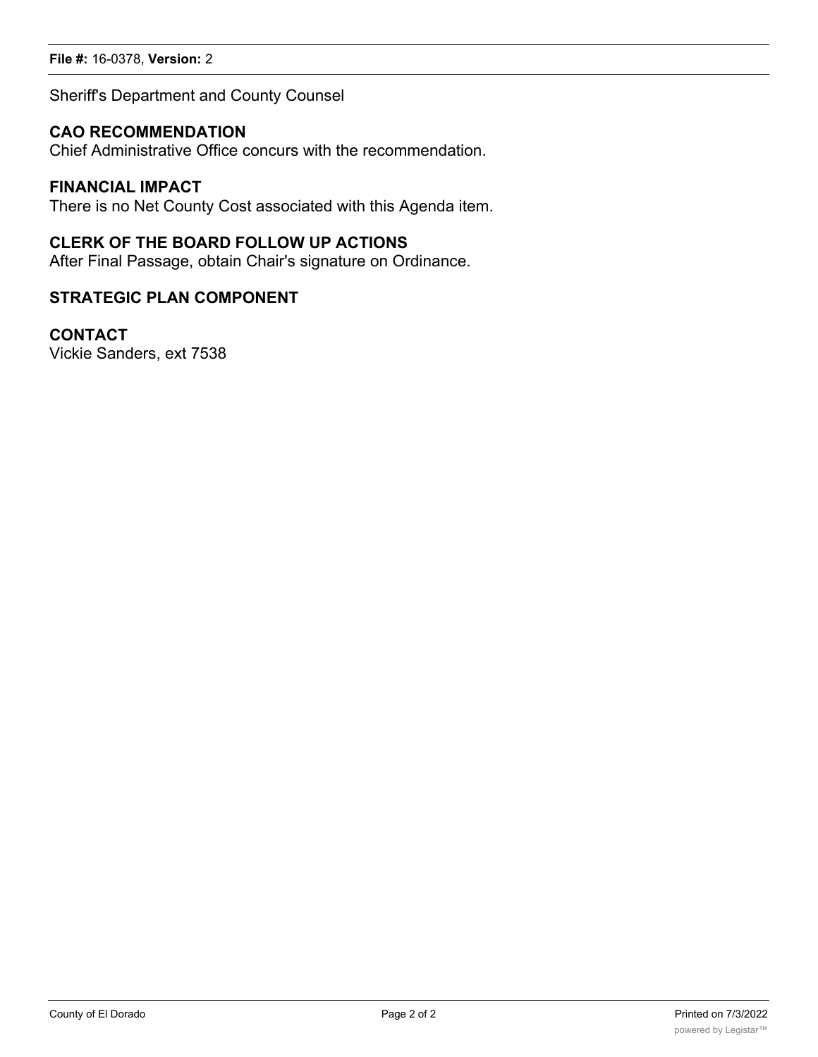Sheriff's Department and County Counsel

**CAO RECOMMENDATION**
Chief Administrative Office concurs with the recommendation.

**FINANCIAL IMPACT**
There is no Net County Cost associated with this Agenda item.

**CLERK OF THE BOARD FOLLOW UP ACTIONS**
After Final Passage, obtain Chair's signature on Ordinance.

**STRATEGIC PLAN COMPONENT**

**CONTACT**
Vickie Sanders, ext 7538